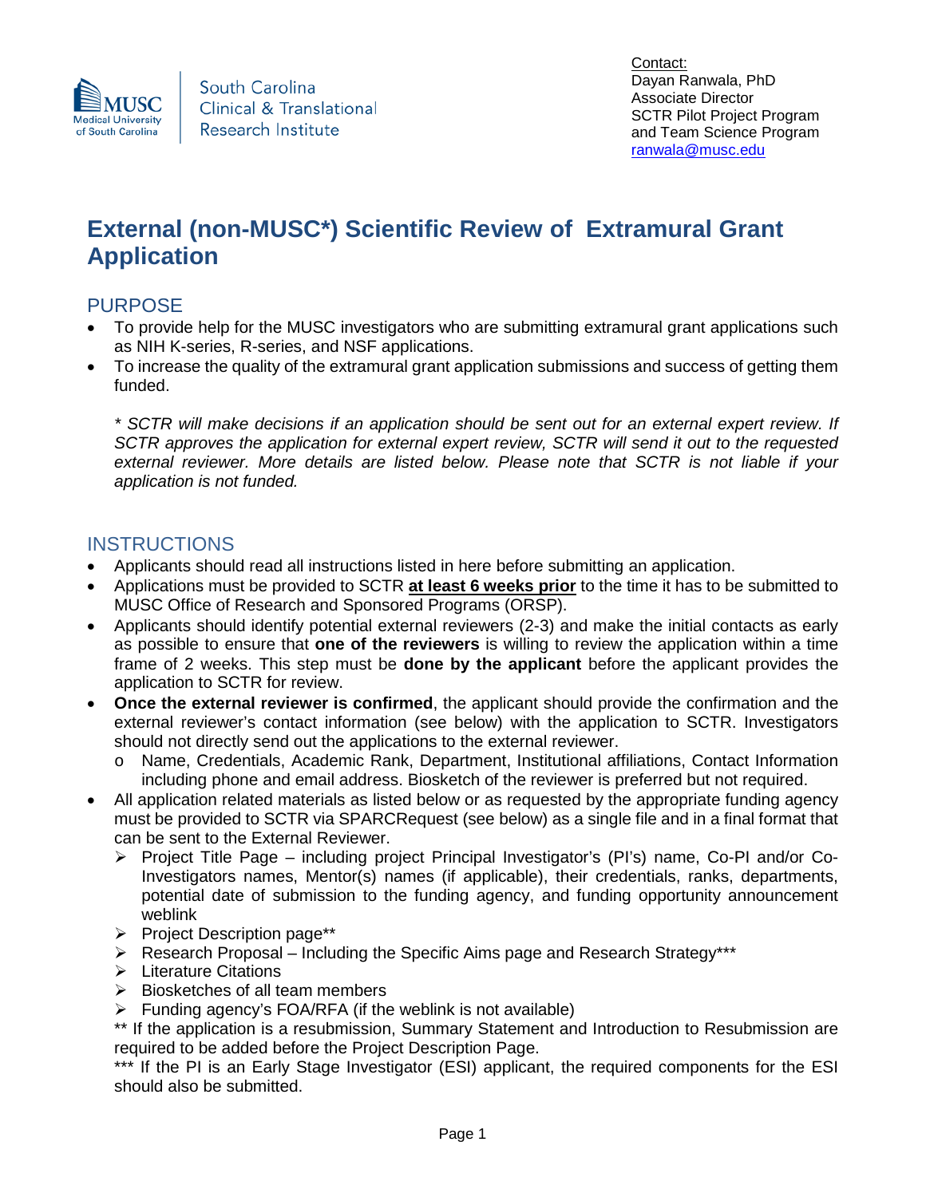South Carolina Clinical & Translational Research Institute

Contact:
Dayan Ranwala, PhD
Associate Director
SCTR Pilot Project Program
and Team Science Program
ranwala@musc.edu

# External (non-MUSC*) Scientific Review of Extramural Grant Application

## PURPOSE

- To provide help for the MUSC investigators who are submitting extramural grant applications such as NIH K-series, R-series, and NSF applications.
- To increase the quality of the extramural grant application submissions and success of getting them funded.

*\* SCTR will make decisions if an application should be sent out for an external expert review. If SCTR approves the application for external expert review, SCTR will send it out to the requested external reviewer. More details are listed below. Please note that SCTR is not liable if your application is not funded.*

## INSTRUCTIONS

- Applicants should read all instructions listed in here before submitting an application.
- Applications must be provided to SCTR **at least 6 weeks prior** to the time it has to be submitted to MUSC Office of Research and Sponsored Programs (ORSP).
- Applicants should identify potential external reviewers (2-3) and make the initial contacts as early as possible to ensure that **one of the reviewers** is willing to review the application within a time frame of 2 weeks. This step must be **done by the applicant** before the applicant provides the application to SCTR for review.
- **Once the external reviewer is confirmed**, the applicant should provide the confirmation and the external reviewer's contact information (see below) with the application to SCTR. Investigators should not directly send out the applications to the external reviewer.
  - Name, Credentials, Academic Rank, Department, Institutional affiliations, Contact Information including phone and email address. Biosketch of the reviewer is preferred but not required.
- All application related materials as listed below or as requested by the appropriate funding agency must be provided to SCTR via SPARCRequest (see below) as a single file and in a final format that can be sent to the External Reviewer.
  - Project Title Page – including project Principal Investigator's (PI's) name, Co-PI and/or Co-Investigators names, Mentor(s) names (if applicable), their credentials, ranks, departments, potential date of submission to the funding agency, and funding opportunity announcement weblink
  - Project Description page**
  - Research Proposal – Including the Specific Aims page and Research Strategy***
  - Literature Citations
  - Biosketches of all team members
  - Funding agency's FOA/RFA (if the weblink is not available)

  ** If the application is a resubmission, Summary Statement and Introduction to Resubmission are required to be added before the Project Description Page.

  *** If the PI is an Early Stage Investigator (ESI) applicant, the required components for the ESI should also be submitted.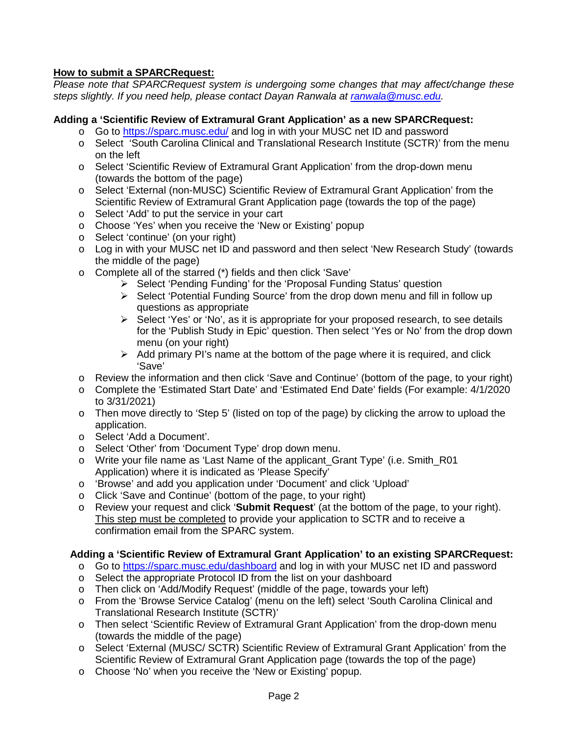**<u>How to submit a SPARCRequest:</u>**

*Please note that SPARCRequest system is undergoing some changes that may affect/change these steps slightly. If you need help, please contact Dayan Ranwala at [ranwala@musc.edu](mailto:ranwala@musc.edu).*

**Adding a 'Scientific Review of Extramural Grant Application' as a new SPARCRequest:**

- Go to [https://sparc.musc.edu/](https://sparc.musc.edu/) and log in with your MUSC net ID and password
- Select 'South Carolina Clinical and Translational Research Institute (SCTR)' from the menu on the left
- Select 'Scientific Review of Extramural Grant Application' from the drop-down menu (towards the bottom of the page)
- Select 'External (non-MUSC) Scientific Review of Extramural Grant Application' from the Scientific Review of Extramural Grant Application page (towards the top of the page)
- Select 'Add' to put the service in your cart
- Choose 'Yes' when you receive the 'New or Existing' popup
- Select 'continue' (on your right)
- Log in with your MUSC net ID and password and then select 'New Research Study' (towards the middle of the page)
- Complete all of the starred (*) fields and then click 'Save'
    - Select 'Pending Funding' for the 'Proposal Funding Status' question
    - Select 'Potential Funding Source' from the drop down menu and fill in follow up questions as appropriate
    - Select 'Yes' or 'No', as it is appropriate for your proposed research, to see details for the 'Publish Study in Epic' question. Then select 'Yes or No' from the drop down menu (on your right)
    - Add primary PI's name at the bottom of the page where it is required, and click 'Save'
- Review the information and then click 'Save and Continue' (bottom of the page, to your right)
- Complete the 'Estimated Start Date' and 'Estimated End Date' fields (For example: 4/1/2020 to 3/31/2021)
- Then move directly to 'Step 5' (listed on top of the page) by clicking the arrow to upload the application.
- Select 'Add a Document'.
- Select 'Other' from 'Document Type' drop down menu.
- Write your file name as 'Last Name of the applicant_Grant Type' (i.e. Smith_R01 Application) where it is indicated as 'Please Specify'
- 'Browse' and add you application under 'Document' and click 'Upload'
- Click 'Save and Continue' (bottom of the page, to your right)
- Review your request and click '**Submit Request**' (at the bottom of the page, to your right). <u>This step must be completed</u> to provide your application to SCTR and to receive a confirmation email from the SPARC system.

**Adding a 'Scientific Review of Extramural Grant Application' to an existing SPARCRequest:**

- Go to [https://sparc.musc.edu/dashboard](https://sparc.musc.edu/dashboard) and log in with your MUSC net ID and password
- Select the appropriate Protocol ID from the list on your dashboard
- Then click on 'Add/Modify Request' (middle of the page, towards your left)
- From the 'Browse Service Catalog' (menu on the left) select 'South Carolina Clinical and Translational Research Institute (SCTR)'
- Then select 'Scientific Review of Extramural Grant Application' from the drop-down menu (towards the middle of the page)
- Select 'External (MUSC/ SCTR) Scientific Review of Extramural Grant Application' from the Scientific Review of Extramural Grant Application page (towards the top of the page)
- Choose 'No' when you receive the 'New or Existing' popup.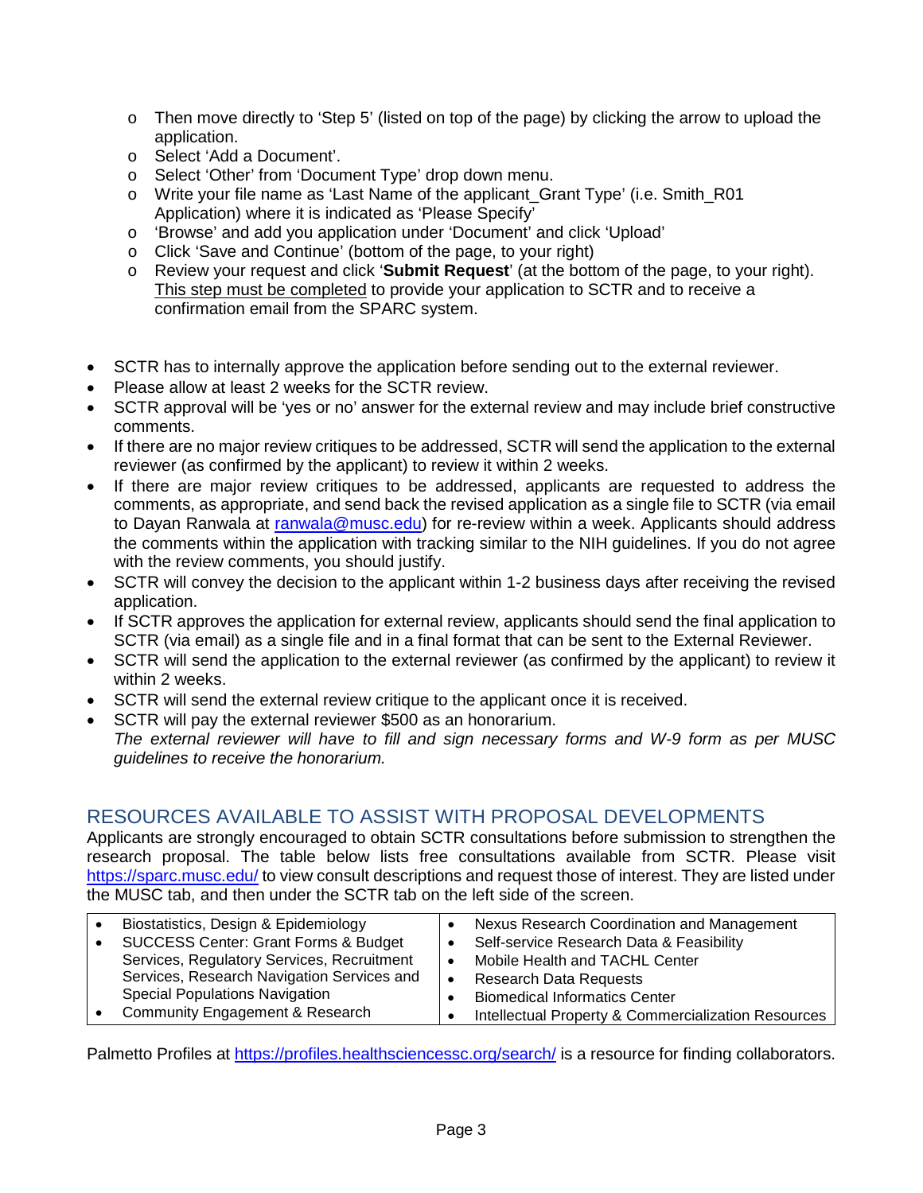- Then move directly to 'Step 5' (listed on top of the page) by clicking the arrow to upload the application.
  - Select 'Add a Document'.
  - Select 'Other' from 'Document Type' drop down menu.
  - Write your file name as 'Last Name of the applicant_Grant Type' (i.e. Smith_R01 Application) where it is indicated as 'Please Specify'
  - 'Browse' and add you application under 'Document' and click 'Upload'
  - Click 'Save and Continue' (bottom of the page, to your right)
  - Review your request and click '**Submit Request**' (at the bottom of the page, to your right). <u>This step must be completed</u> to provide your application to SCTR and to receive a confirmation email from the SPARC system.

- SCTR has to internally approve the application before sending out to the external reviewer.
- Please allow at least 2 weeks for the SCTR review.
- SCTR approval will be 'yes or no' answer for the external review and may include brief constructive comments.
- If there are no major review critiques to be addressed, SCTR will send the application to the external reviewer (as confirmed by the applicant) to review it within 2 weeks.
- If there are major review critiques to be addressed, applicants are requested to address the comments, as appropriate, and send back the revised application as a single file to SCTR (via email to Dayan Ranwala at ranwala@musc.edu) for re-review within a week. Applicants should address the comments within the application with tracking similar to the NIH guidelines. If you do not agree with the review comments, you should justify.
- SCTR will convey the decision to the applicant within 1-2 business days after receiving the revised application.
- If SCTR approves the application for external review, applicants should send the final application to SCTR (via email) as a single file and in a final format that can be sent to the External Reviewer.
- SCTR will send the application to the external reviewer (as confirmed by the applicant) to review it within 2 weeks.
- SCTR will send the external review critique to the applicant once it is received.
- SCTR will pay the external reviewer $500 as an honorarium.
  *The external reviewer will have to fill and sign necessary forms and W-9 form as per MUSC guidelines to receive the honorarium.*

## RESOURCES AVAILABLE TO ASSIST WITH PROPOSAL DEVELOPMENTS

Applicants are strongly encouraged to obtain SCTR consultations before submission to strengthen the research proposal. The table below lists free consultations available from SCTR. Please visit https://sparc.musc.edu/ to view consult descriptions and request those of interest. They are listed under the MUSC tab, and then under the SCTR tab on the left side of the screen.

| | |
|---|---|
| • Biostatistics, Design & Epidemiology<br>• SUCCESS Center: Grant Forms & Budget Services, Regulatory Services, Recruitment Services, Research Navigation Services and Special Populations Navigation<br>• Community Engagement & Research | • Nexus Research Coordination and Management<br>• Self-service Research Data & Feasibility<br>• Mobile Health and TACHL Center<br>• Research Data Requests<br>• Biomedical Informatics Center<br>• Intellectual Property & Commercialization Resources |

Palmetto Profiles at https://profiles.healthsciencessc.org/search/ is a resource for finding collaborators.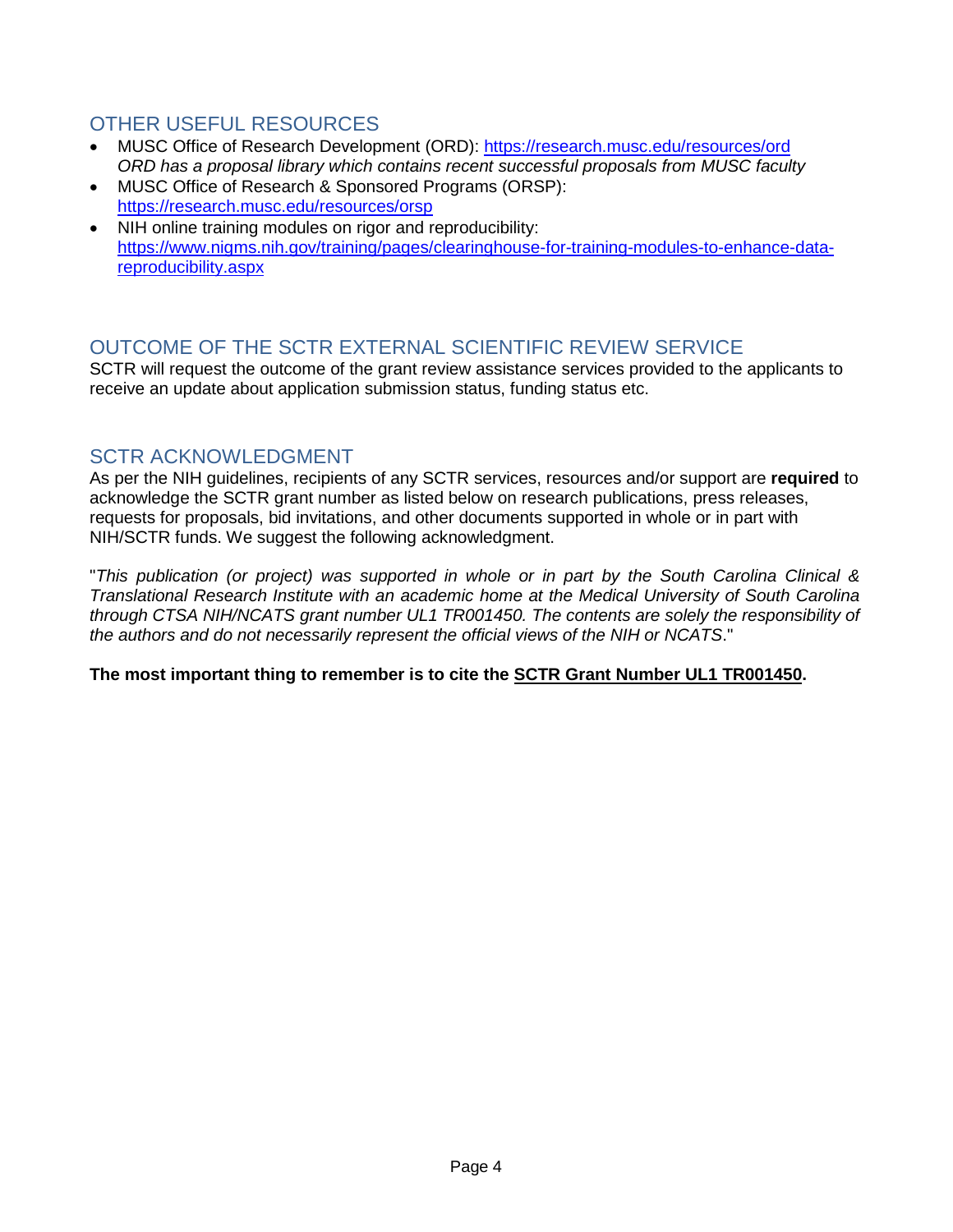## OTHER USEFUL RESOURCES

- MUSC Office of Research Development (ORD): https://research.musc.edu/resources/ord
  *ORD has a proposal library which contains recent successful proposals from MUSC faculty*
- MUSC Office of Research & Sponsored Programs (ORSP): https://research.musc.edu/resources/orsp
- NIH online training modules on rigor and reproducibility: https://www.nigms.nih.gov/training/pages/clearinghouse-for-training-modules-to-enhance-data-reproducibility.aspx

## OUTCOME OF THE SCTR EXTERNAL SCIENTIFIC REVIEW SERVICE

SCTR will request the outcome of the grant review assistance services provided to the applicants to receive an update about application submission status, funding status etc.

## SCTR ACKNOWLEDGMENT

As per the NIH guidelines, recipients of any SCTR services, resources and/or support are **required** to acknowledge the SCTR grant number as listed below on research publications, press releases, requests for proposals, bid invitations, and other documents supported in whole or in part with NIH/SCTR funds. We suggest the following acknowledgment.

"*This publication (or project) was supported in whole or in part by the South Carolina Clinical & Translational Research Institute with an academic home at the Medical University of South Carolina through CTSA NIH/NCATS grant number UL1 TR001450. The contents are solely the responsibility of the authors and do not necessarily represent the official views of the NIH or NCATS*."

**The most important thing to remember is to cite the SCTR Grant Number UL1 TR001450.**